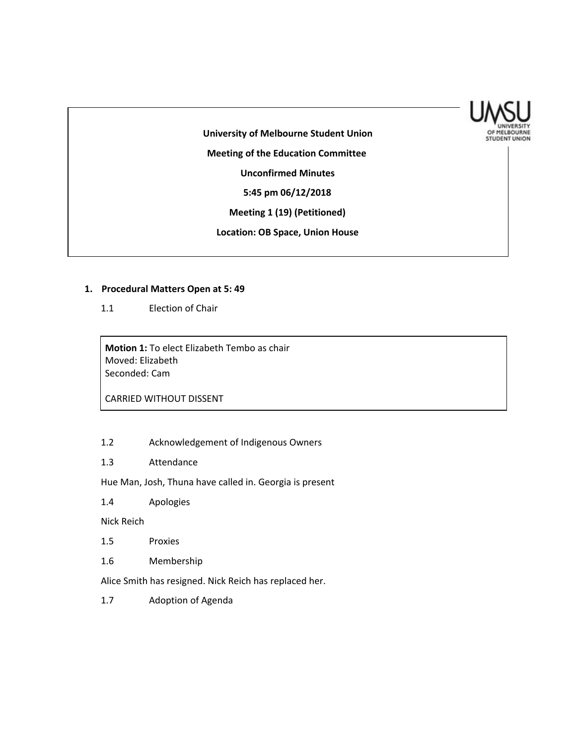**University of Melbourne Student Union**

**Meeting of the Education Committee**

**Unconfirmed Minutes**

**5:45 pm 06/12/2018**

**Meeting 1 (19) (Petitioned)**

**Location: OB Space, Union House**

## 1. Procedural Matters Open at 5: 49

1.1 Election of Chair

> **Motion 1:** To elect Elizabeth Tembo as chair
> Moved: Elizabeth
> Seconded: Cam
>
> CARRIED WITHOUT DISSENT

1.2 Acknowledgement of Indigenous Owners

1.3 Attendance

Hue Man, Josh, Thuna have called in. Georgia is present

1.4 Apologies

Nick Reich

1.5 Proxies

1.6 Membership

Alice Smith has resigned. Nick Reich has replaced her.

1.7 Adoption of Agenda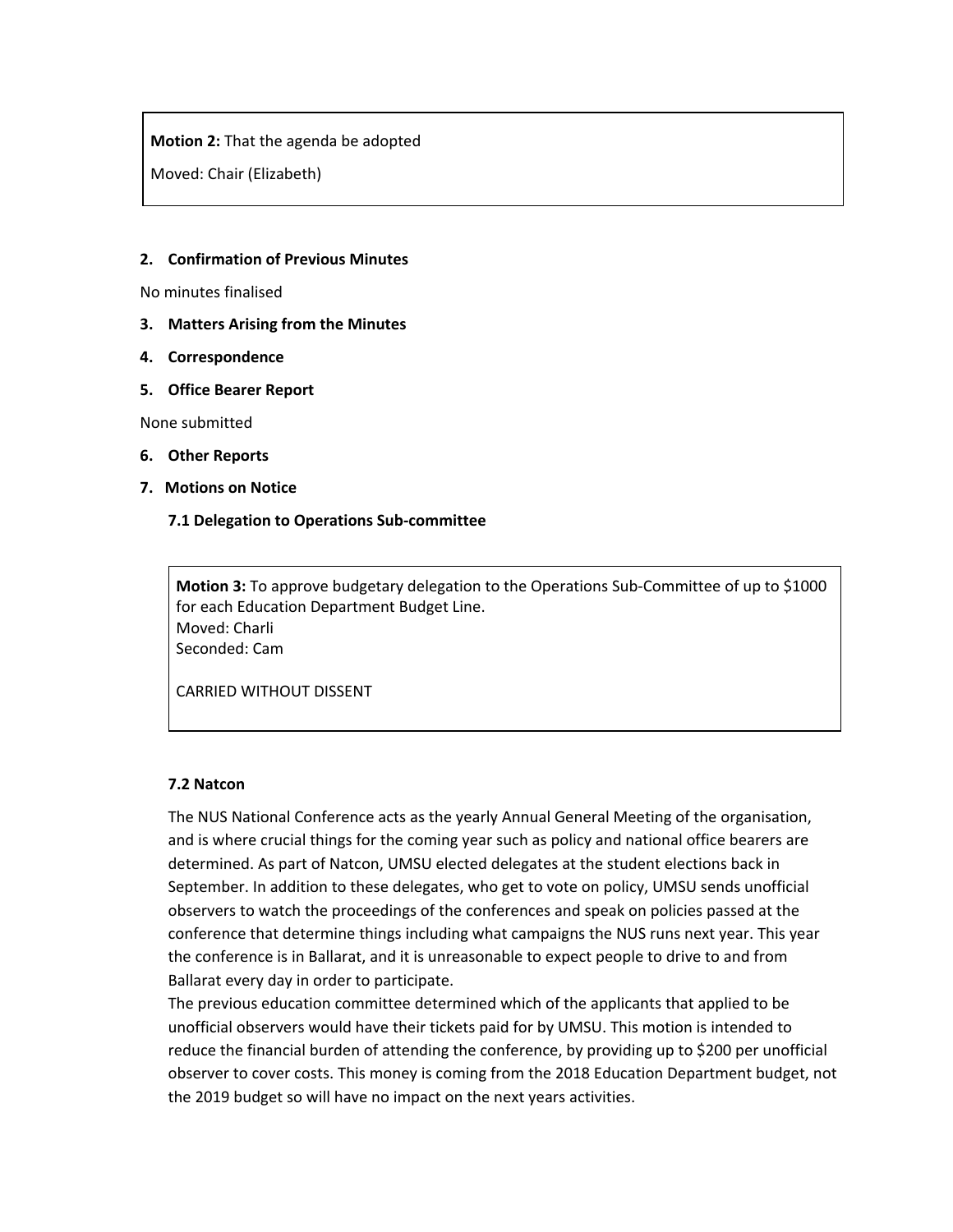> **Motion 2:** That the agenda be adopted
>
> Moved: Chair (Elizabeth)

**2. Confirmation of Previous Minutes**

No minutes finalised

**3. Matters Arising from the Minutes**

**4. Correspondence**

**5. Office Bearer Report**

None submitted

**6. Other Reports**

**7. Motions on Notice**

**7.1 Delegation to Operations Sub-committee**

> **Motion 3:** To approve budgetary delegation to the Operations Sub-Committee of up to $1000 for each Education Department Budget Line.
> Moved: Charli
> Seconded: Cam
>
> CARRIED WITHOUT DISSENT

**7.2 Natcon**

The NUS National Conference acts as the yearly Annual General Meeting of the organisation, and is where crucial things for the coming year such as policy and national office bearers are determined. As part of Natcon, UMSU elected delegates at the student elections back in September. In addition to these delegates, who get to vote on policy, UMSU sends unofficial observers to watch the proceedings of the conferences and speak on policies passed at the conference that determine things including what campaigns the NUS runs next year. This year the conference is in Ballarat, and it is unreasonable to expect people to drive to and from Ballarat every day in order to participate.

The previous education committee determined which of the applicants that applied to be unofficial observers would have their tickets paid for by UMSU. This motion is intended to reduce the financial burden of attending the conference, by providing up to $200 per unofficial observer to cover costs. This money is coming from the 2018 Education Department budget, not the 2019 budget so will have no impact on the next years activities.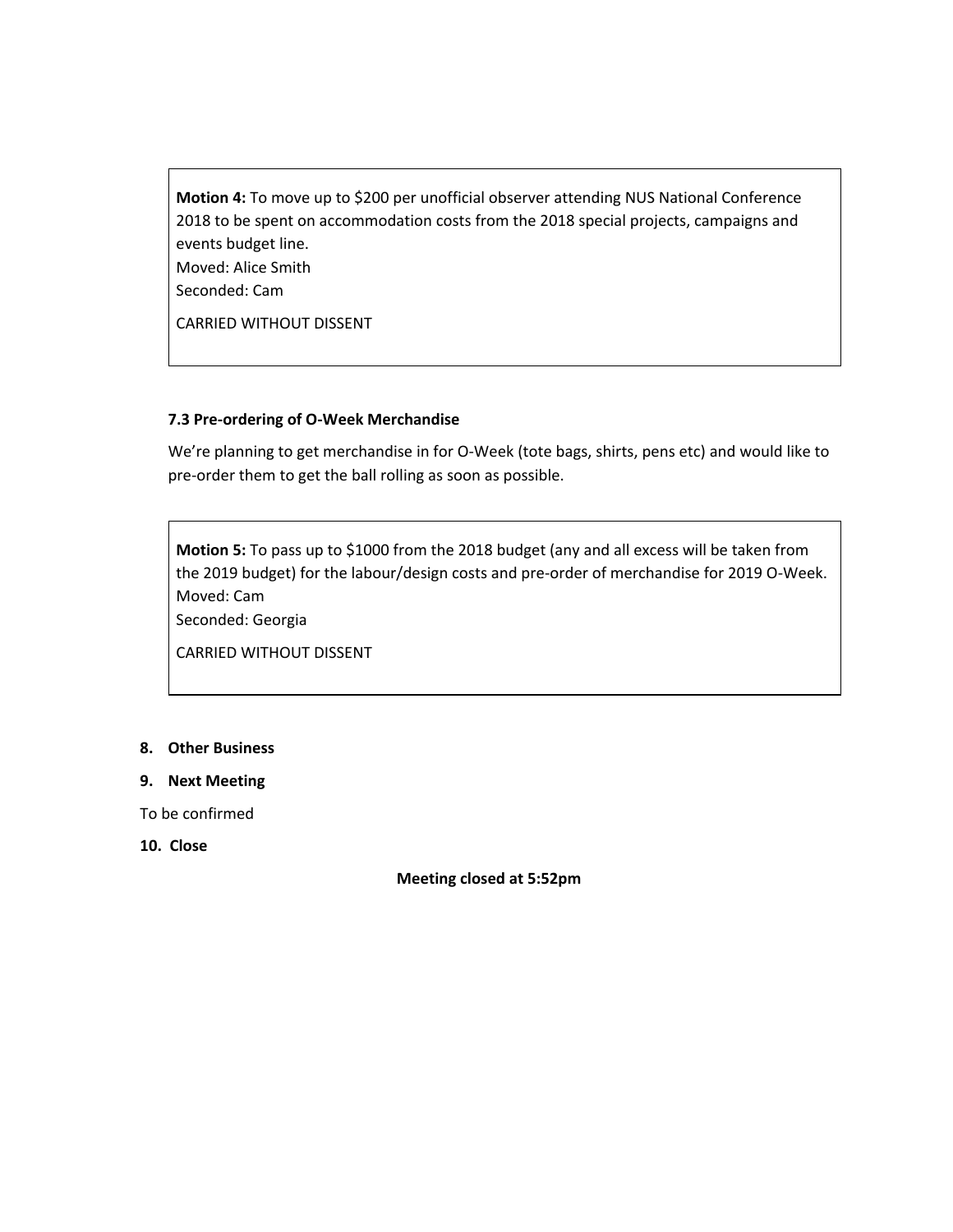**Motion 4:** To move up to $200 per unofficial observer attending NUS National Conference 2018 to be spent on accommodation costs from the 2018 special projects, campaigns and events budget line.
Moved: Alice Smith
Seconded: Cam

CARRIED WITHOUT DISSENT

### 7.3 Pre-ordering of O-Week Merchandise

We're planning to get merchandise in for O-Week (tote bags, shirts, pens etc) and would like to pre-order them to get the ball rolling as soon as possible.

**Motion 5:** To pass up to $1000 from the 2018 budget (any and all excess will be taken from the 2019 budget) for the labour/design costs and pre-order of merchandise for 2019 O-Week.
Moved: Cam
Seconded: Georgia

CARRIED WITHOUT DISSENT

## 8. Other Business

## 9. Next Meeting

To be confirmed

## 10. Close

**Meeting closed at 5:52pm**